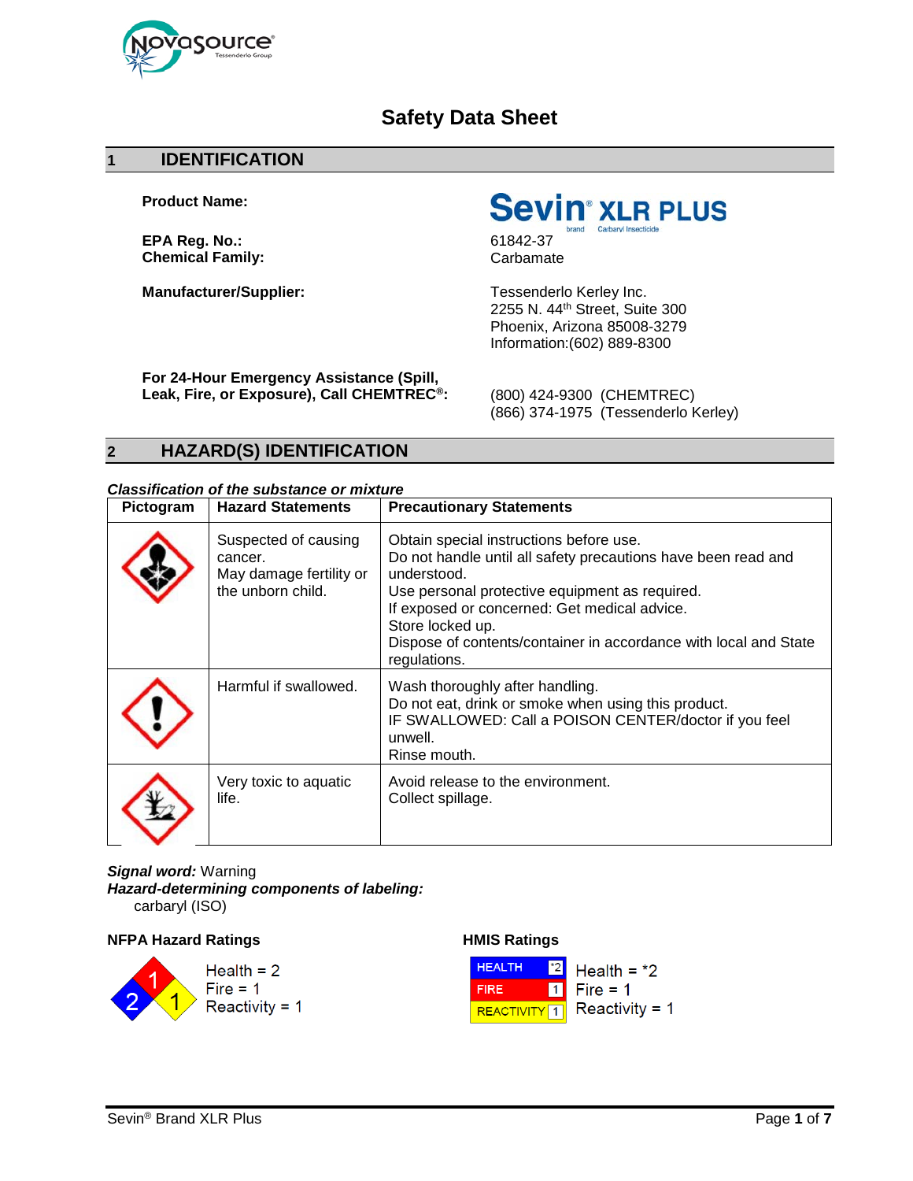# Safety Data Sheet

## 1 IDENTIFICATION

**Product Name:** Sevin® XLR PLUS brand Carbaryl Insecticide

**EPA Reg. No.:** 61842-37
**Chemical Family:** Carbamate

**Manufacturer/Supplier:**
Tessenderlo Kerley Inc.
2255 N. 44th Street, Suite 300
Phoenix, Arizona 85008-3279
Information:(602) 889-8300

**For 24-Hour Emergency Assistance (Spill, Leak, Fire, or Exposure), Call CHEMTREC®:**
(800) 424-9300 (CHEMTREC)
(866) 374-1975 (Tessenderlo Kerley)

## 2 HAZARD(S) IDENTIFICATION

***Classification of the substance or mixture***

| Pictogram | Hazard Statements | Precautionary Statements |
|---|---|---|
| | Suspected of causing cancer.<br>May damage fertility or the unborn child. | Obtain special instructions before use.<br>Do not handle until all safety precautions have been read and understood.<br>Use personal protective equipment as required.<br>If exposed or concerned: Get medical advice.<br>Store locked up.<br>Dispose of contents/container in accordance with local and State regulations. |
| | Harmful if swallowed. | Wash thoroughly after handling.<br>Do not eat, drink or smoke when using this product.<br>IF SWALLOWED: Call a POISON CENTER/doctor if you feel unwell.<br>Rinse mouth. |
| | Very toxic to aquatic life. | Avoid release to the environment.<br>Collect spillage. |

***Signal word:*** Warning
***Hazard-determining components of labeling:***
carbaryl (ISO)

**NFPA Hazard Ratings**

Health = 2
Fire = 1
Reactivity = 1

**HMIS Ratings**

Health = *2
Fire = 1
Reactivity = 1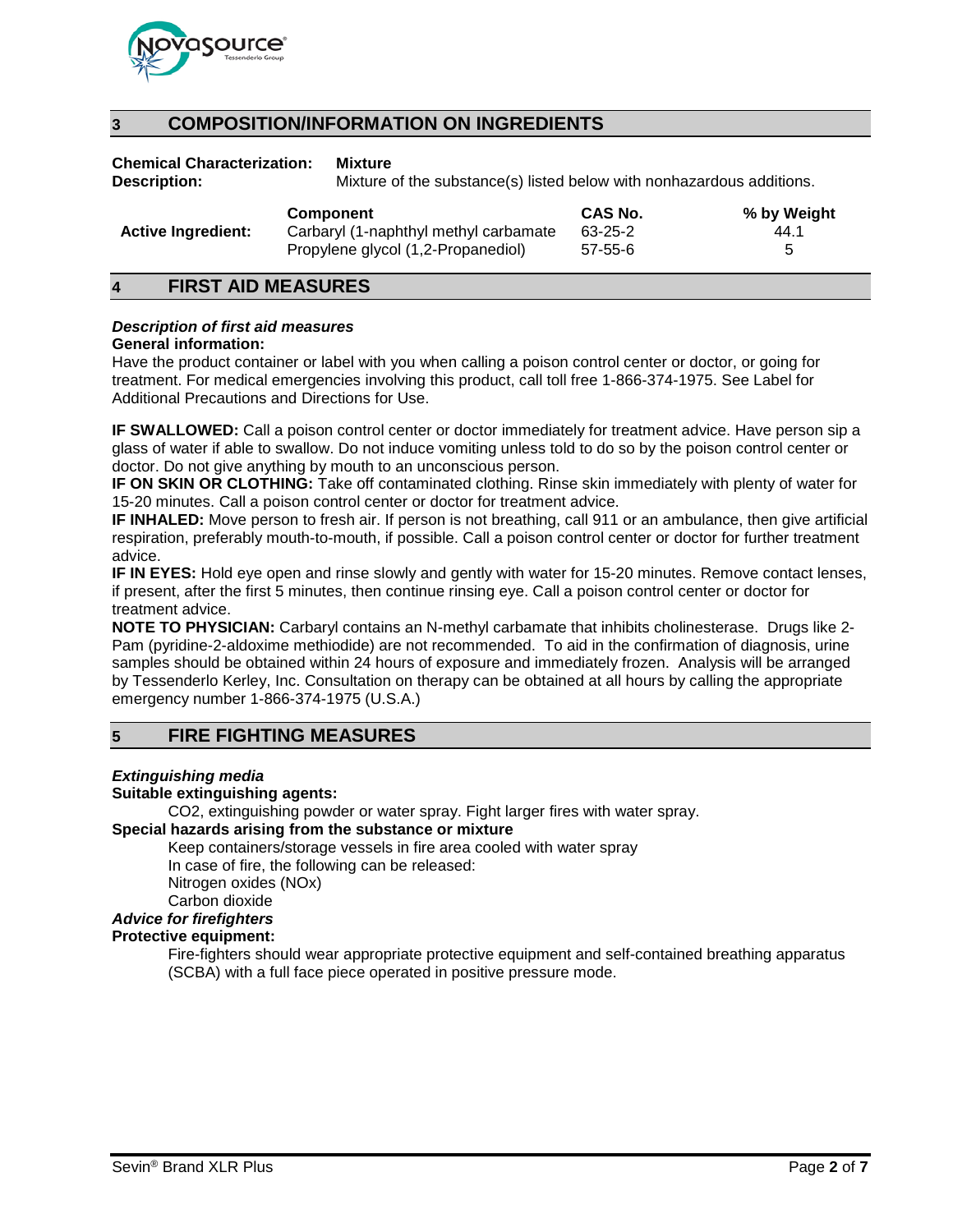## 3 COMPOSITION/INFORMATION ON INGREDIENTS

**Chemical Characterization:** **Mixture**
**Description:** Mixture of the substance(s) listed below with nonhazardous additions.

| | Component | CAS No. | % by Weight |
|---|---|---|---|
| **Active Ingredient:** | Carbaryl (1-naphthyl methyl carbamate | 63-25-2 | 44.1 |
| | Propylene glycol (1,2-Propanediol) | 57-55-6 | 5 |

## 4 FIRST AID MEASURES

***Description of first aid measures***

**General information:**

Have the product container or label with you when calling a poison control center or doctor, or going for treatment. For medical emergencies involving this product, call toll free 1-866-374-1975. See Label for Additional Precautions and Directions for Use.

**IF SWALLOWED:** Call a poison control center or doctor immediately for treatment advice. Have person sip a glass of water if able to swallow. Do not induce vomiting unless told to do so by the poison control center or doctor. Do not give anything by mouth to an unconscious person.

**IF ON SKIN OR CLOTHING:** Take off contaminated clothing. Rinse skin immediately with plenty of water for 15-20 minutes. Call a poison control center or doctor for treatment advice.

**IF INHALED:** Move person to fresh air. If person is not breathing, call 911 or an ambulance, then give artificial respiration, preferably mouth-to-mouth, if possible. Call a poison control center or doctor for further treatment advice.

**IF IN EYES:** Hold eye open and rinse slowly and gently with water for 15-20 minutes. Remove contact lenses, if present, after the first 5 minutes, then continue rinsing eye. Call a poison control center or doctor for treatment advice.

**NOTE TO PHYSICIAN:** Carbaryl contains an N-methyl carbamate that inhibits cholinesterase. Drugs like 2-Pam (pyridine-2-aldoxime methiodide) are not recommended. To aid in the confirmation of diagnosis, urine samples should be obtained within 24 hours of exposure and immediately frozen. Analysis will be arranged by Tessenderlo Kerley, Inc. Consultation on therapy can be obtained at all hours by calling the appropriate emergency number 1-866-374-1975 (U.S.A.)

## 5 FIRE FIGHTING MEASURES

***Extinguishing media***

**Suitable extinguishing agents:**

CO2, extinguishing powder or water spray. Fight larger fires with water spray.

**Special hazards arising from the substance or mixture**

Keep containers/storage vessels in fire area cooled with water spray
In case of fire, the following can be released:
Nitrogen oxides (NOx)
Carbon dioxide

***Advice for firefighters***

**Protective equipment:**

Fire-fighters should wear appropriate protective equipment and self-contained breathing apparatus (SCBA) with a full face piece operated in positive pressure mode.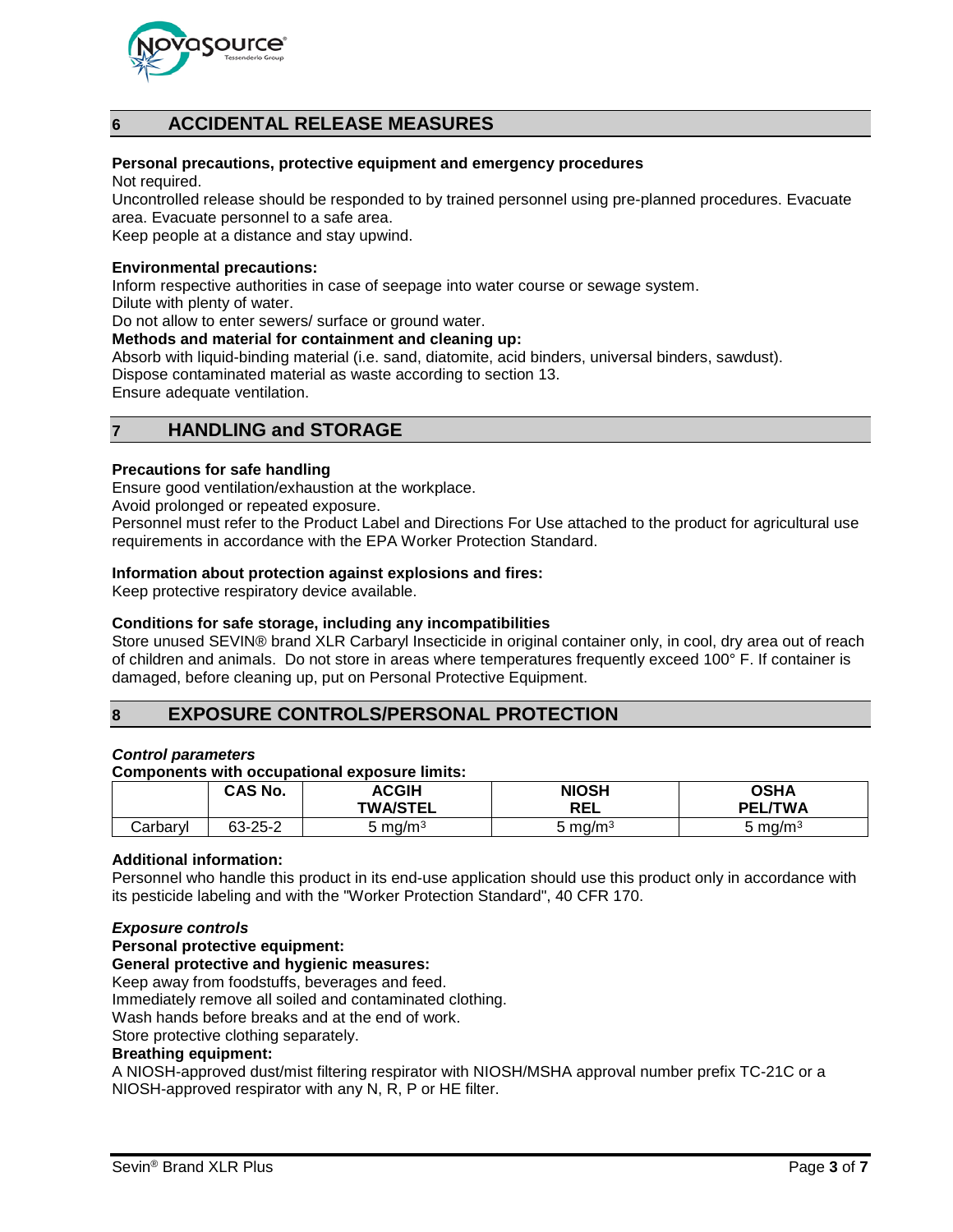## 6 ACCIDENTAL RELEASE MEASURES

**Personal precautions, protective equipment and emergency procedures**

Not required.

Uncontrolled release should be responded to by trained personnel using pre-planned procedures. Evacuate area. Evacuate personnel to a safe area.

Keep people at a distance and stay upwind.

**Environmental precautions:**

Inform respective authorities in case of seepage into water course or sewage system.

Dilute with plenty of water.

Do not allow to enter sewers/ surface or ground water.

**Methods and material for containment and cleaning up:**

Absorb with liquid-binding material (i.e. sand, diatomite, acid binders, universal binders, sawdust).

Dispose contaminated material as waste according to section 13.

Ensure adequate ventilation.

## 7 HANDLING and STORAGE

**Precautions for safe handling**

Ensure good ventilation/exhaustion at the workplace.

Avoid prolonged or repeated exposure.

Personnel must refer to the Product Label and Directions For Use attached to the product for agricultural use requirements in accordance with the EPA Worker Protection Standard.

**Information about protection against explosions and fires:**

Keep protective respiratory device available.

**Conditions for safe storage, including any incompatibilities**

Store unused SEVIN® brand XLR Carbaryl Insecticide in original container only, in cool, dry area out of reach of children and animals. Do not store in areas where temperatures frequently exceed 100° F. If container is damaged, before cleaning up, put on Personal Protective Equipment.

## 8 EXPOSURE CONTROLS/PERSONAL PROTECTION

***Control parameters***

**Components with occupational exposure limits:**

| | CAS No. | ACGIH TWA/STEL | NIOSH REL | OSHA PEL/TWA |
|---|---|---|---|---|
| Carbaryl | 63-25-2 | 5 mg/m³ | 5 mg/m³ | 5 mg/m³ |

**Additional information:**

Personnel who handle this product in its end-use application should use this product only in accordance with its pesticide labeling and with the "Worker Protection Standard", 40 CFR 170.

***Exposure controls***

**Personal protective equipment:**

**General protective and hygienic measures:**

Keep away from foodstuffs, beverages and feed.

Immediately remove all soiled and contaminated clothing.

Wash hands before breaks and at the end of work.

Store protective clothing separately.

**Breathing equipment:**

A NIOSH-approved dust/mist filtering respirator with NIOSH/MSHA approval number prefix TC-21C or a NIOSH-approved respirator with any N, R, P or HE filter.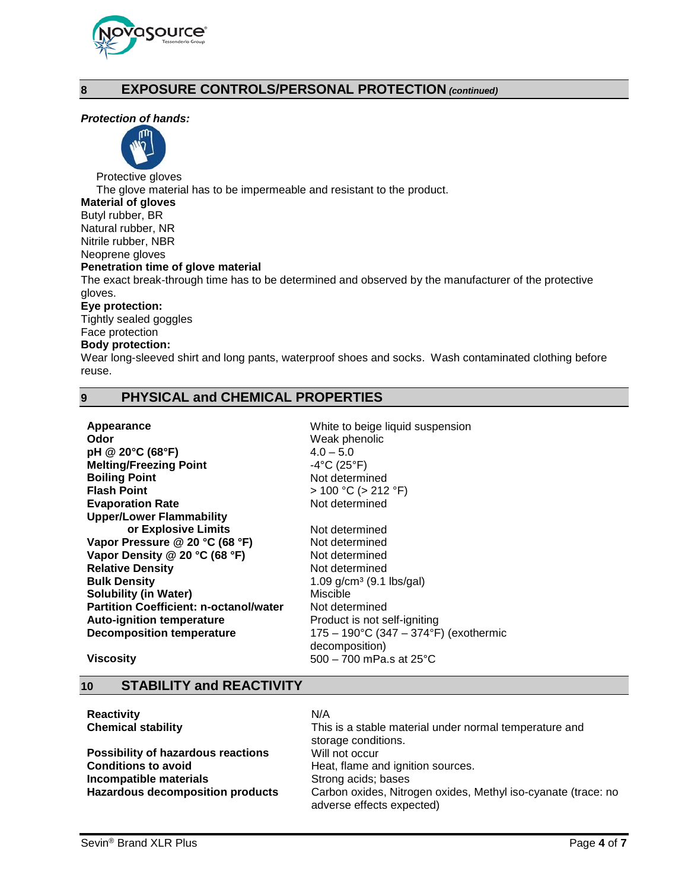## 8 EXPOSURE CONTROLS/PERSONAL PROTECTION *(continued)*

***Protection of hands:***

Protective gloves

The glove material has to be impermeable and resistant to the product.

**Material of gloves**

Butyl rubber, BR

Natural rubber, NR

Nitrile rubber, NBR

Neoprene gloves

**Penetration time of glove material**

The exact break-through time has to be determined and observed by the manufacturer of the protective gloves.

**Eye protection:**

Tightly sealed goggles

Face protection

**Body protection:**

Wear long-sleeved shirt and long pants, waterproof shoes and socks. Wash contaminated clothing before reuse.

## 9 PHYSICAL and CHEMICAL PROPERTIES

| | |
|---|---|
| **Appearance** | White to beige liquid suspension |
| **Odor** | Weak phenolic |
| **pH @ 20°C (68°F)** | 4.0 – 5.0 |
| **Melting/Freezing Point** | -4°C (25°F) |
| **Boiling Point** | Not determined |
| **Flash Point** | > 100 °C (> 212 °F) |
| **Evaporation Rate** | Not determined |
| **Upper/Lower Flammability or Explosive Limits** | Not determined |
| **Vapor Pressure @ 20 °C (68 °F)** | Not determined |
| **Vapor Density @ 20 °C (68 °F)** | Not determined |
| **Relative Density** | Not determined |
| **Bulk Density** | 1.09 g/cm³ (9.1 lbs/gal) |
| **Solubility (in Water)** | Miscible |
| **Partition Coefficient: n-octanol/water** | Not determined |
| **Auto-ignition temperature** | Product is not self-igniting |
| **Decomposition temperature** | 175 – 190°C (347 – 374°F) (exothermic decomposition) |
| **Viscosity** | 500 – 700 mPa.s at 25°C |

## 10 STABILITY and REACTIVITY

| | |
|---|---|
| **Reactivity** | N/A |
| **Chemical stability** | This is a stable material under normal temperature and storage conditions. |
| **Possibility of hazardous reactions** | Will not occur |
| **Conditions to avoid** | Heat, flame and ignition sources. |
| **Incompatible materials** | Strong acids; bases |
| **Hazardous decomposition products** | Carbon oxides, Nitrogen oxides, Methyl iso-cyanate (trace: no adverse effects expected) |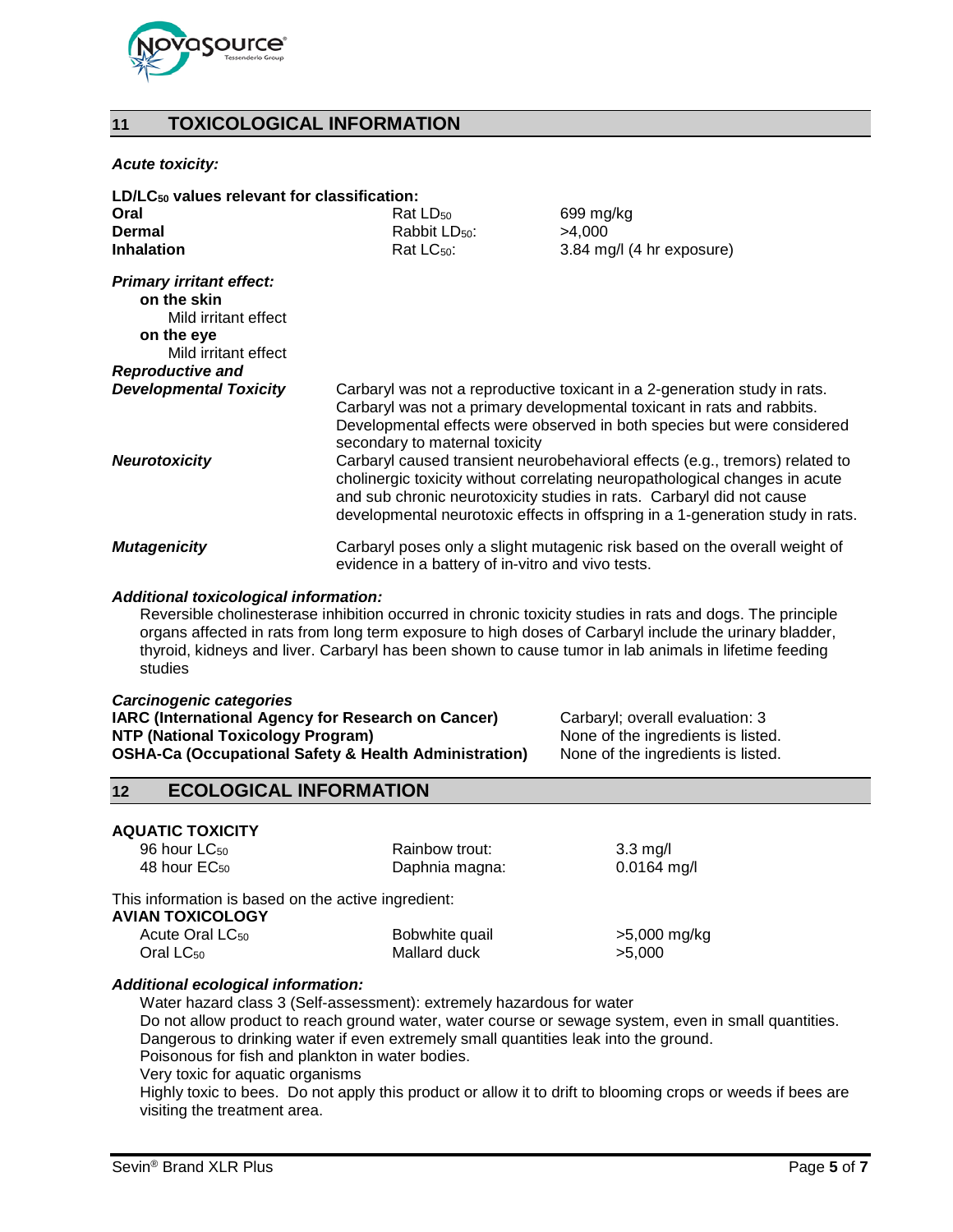## 11 TOXICOLOGICAL INFORMATION

***Acute toxicity:***

**$LD/LC_{50}$ values relevant for classification:**

| | | |
|---|---|---|
| **Oral** | Rat $LD_{50}$ | 699 mg/kg |
| **Dermal** | Rabbit $LD_{50}$: | >4,000 |
| **Inhalation** | Rat $LC_{50}$: | 3.84 mg/l (4 hr exposure) |

***Primary irritant effect:***

**on the skin**
Mild irritant effect

**on the eye**
Mild irritant effect

***Reproductive and Developmental Toxicity*** Carbaryl was not a reproductive toxicant in a 2-generation study in rats. Carbaryl was not a primary developmental toxicant in rats and rabbits. Developmental effects were observed in both species but were considered secondary to maternal toxicity

***Neurotoxicity*** Carbaryl caused transient neurobehavioral effects (e.g., tremors) related to cholinergic toxicity without correlating neuropathological changes in acute and sub chronic neurotoxicity studies in rats. Carbaryl did not cause developmental neurotoxic effects in offspring in a 1-generation study in rats.

***Mutagenicity*** Carbaryl poses only a slight mutagenic risk based on the overall weight of evidence in a battery of in-vitro and vivo tests.

***Additional toxicological information:***

Reversible cholinesterase inhibition occurred in chronic toxicity studies in rats and dogs. The principle organs affected in rats from long term exposure to high doses of Carbaryl include the urinary bladder, thyroid, kidneys and liver. Carbaryl has been shown to cause tumor in lab animals in lifetime feeding studies

***Carcinogenic categories***

| | |
|---|---|
| **IARC (International Agency for Research on Cancer)** | Carbaryl; overall evaluation: 3 |
| **NTP (National Toxicology Program)** | None of the ingredients is listed. |
| **OSHA-Ca (Occupational Safety & Health Administration)** | None of the ingredients is listed. |

## 12 ECOLOGICAL INFORMATION

**AQUATIC TOXICITY**

| | | |
|---|---|---|
| 96 hour $LC_{50}$ | Rainbow trout: | 3.3 mg/l |
| 48 hour $EC_{50}$ | Daphnia magna: | 0.0164 mg/l |

This information is based on the active ingredient:

**AVIAN TOXICOLOGY**

| | | |
|---|---|---|
| Acute Oral $LC_{50}$ | Bobwhite quail | >5,000 mg/kg |
| Oral $LC_{50}$ | Mallard duck | >5,000 |

***Additional ecological information:***

Water hazard class 3 (Self-assessment): extremely hazardous for water
Do not allow product to reach ground water, water course or sewage system, even in small quantities.
Dangerous to drinking water if even extremely small quantities leak into the ground.
Poisonous for fish and plankton in water bodies.
Very toxic for aquatic organisms
Highly toxic to bees. Do not apply this product or allow it to drift to blooming crops or weeds if bees are visiting the treatment area.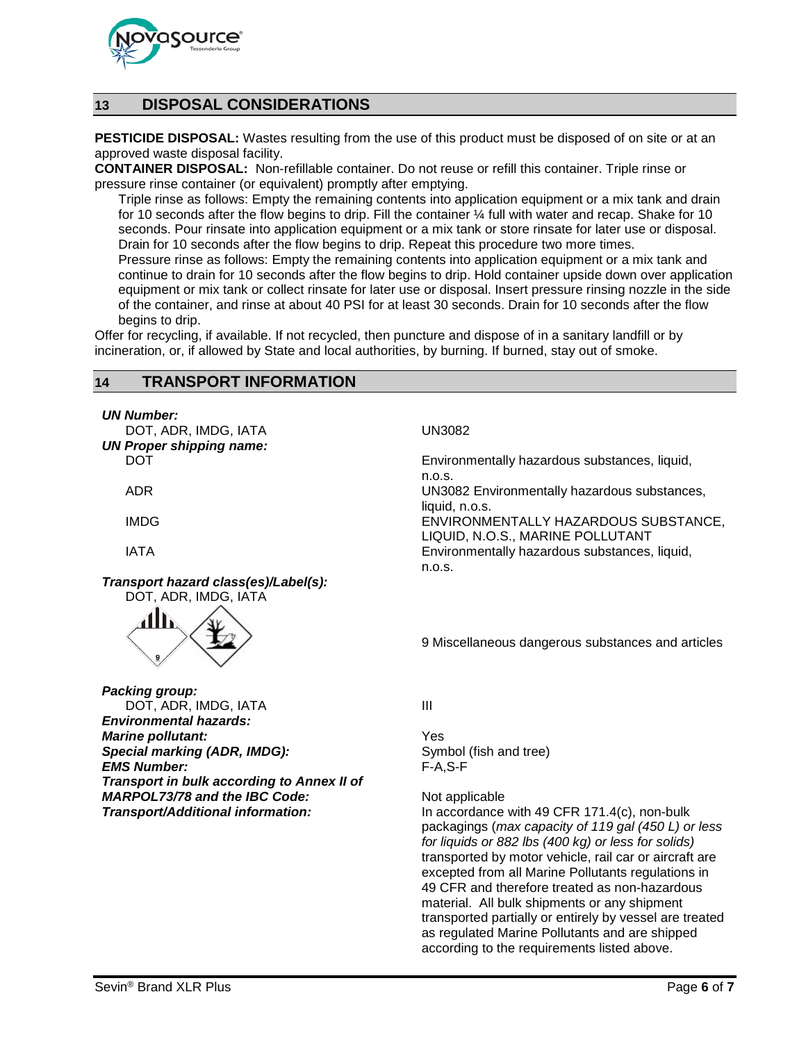## 13 DISPOSAL CONSIDERATIONS

**PESTICIDE DISPOSAL:** Wastes resulting from the use of this product must be disposed of on site or at an approved waste disposal facility.

**CONTAINER DISPOSAL:** Non-refillable container. Do not reuse or refill this container. Triple rinse or pressure rinse container (or equivalent) promptly after emptying.

Triple rinse as follows: Empty the remaining contents into application equipment or a mix tank and drain for 10 seconds after the flow begins to drip. Fill the container ¼ full with water and recap. Shake for 10 seconds. Pour rinsate into application equipment or a mix tank or store rinsate for later use or disposal. Drain for 10 seconds after the flow begins to drip. Repeat this procedure two more times.

Pressure rinse as follows: Empty the remaining contents into application equipment or a mix tank and continue to drain for 10 seconds after the flow begins to drip. Hold container upside down over application equipment or mix tank or collect rinsate for later use or disposal. Insert pressure rinsing nozzle in the side of the container, and rinse at about 40 PSI for at least 30 seconds. Drain for 10 seconds after the flow begins to drip.

Offer for recycling, if available. If not recycled, then puncture and dispose of in a sanitary landfill or by incineration, or, if allowed by State and local authorities, by burning. If burned, stay out of smoke.

## 14 TRANSPORT INFORMATION

***UN Number:***

| | |
|---|---|
| DOT, ADR, IMDG, IATA | UN3082 |

***UN Proper shipping name:***

| | |
|---|---|
| DOT | Environmentally hazardous substances, liquid, n.o.s. |
| ADR | UN3082 Environmentally hazardous substances, liquid, n.o.s. |
| IMDG | ENVIRONMENTALLY HAZARDOUS SUBSTANCE, LIQUID, N.O.S., MARINE POLLUTANT |
| IATA | Environmentally hazardous substances, liquid, n.o.s. |

***Transport hazard class(es)/Label(s):***

| | |
|---|---|
| DOT, ADR, IMDG, IATA | 9 Miscellaneous dangerous substances and articles |

***Packing group:***

| | |
|---|---|
| DOT, ADR, IMDG, IATA | III |

***Environmental hazards:***

| | |
|---|---|
| ***Marine pollutant:*** | Yes |
| ***Special marking (ADR, IMDG):*** | Symbol (fish and tree) |
| ***EMS Number:*** | F-A,S-F |
| ***Transport in bulk according to Annex II of MARPOL73/78 and the IBC Code:*** | Not applicable |
| ***Transport/Additional information:*** | In accordance with 49 CFR 171.4(c), non-bulk packagings (*max capacity of 119 gal (450 L) or less for liquids or 882 lbs (400 kg) or less for solids)* transported by motor vehicle, rail car or aircraft are excepted from all Marine Pollutants regulations in 49 CFR and therefore treated as non-hazardous material. All bulk shipments or any shipment transported partially or entirely by vessel are treated as regulated Marine Pollutants and are shipped according to the requirements listed above. |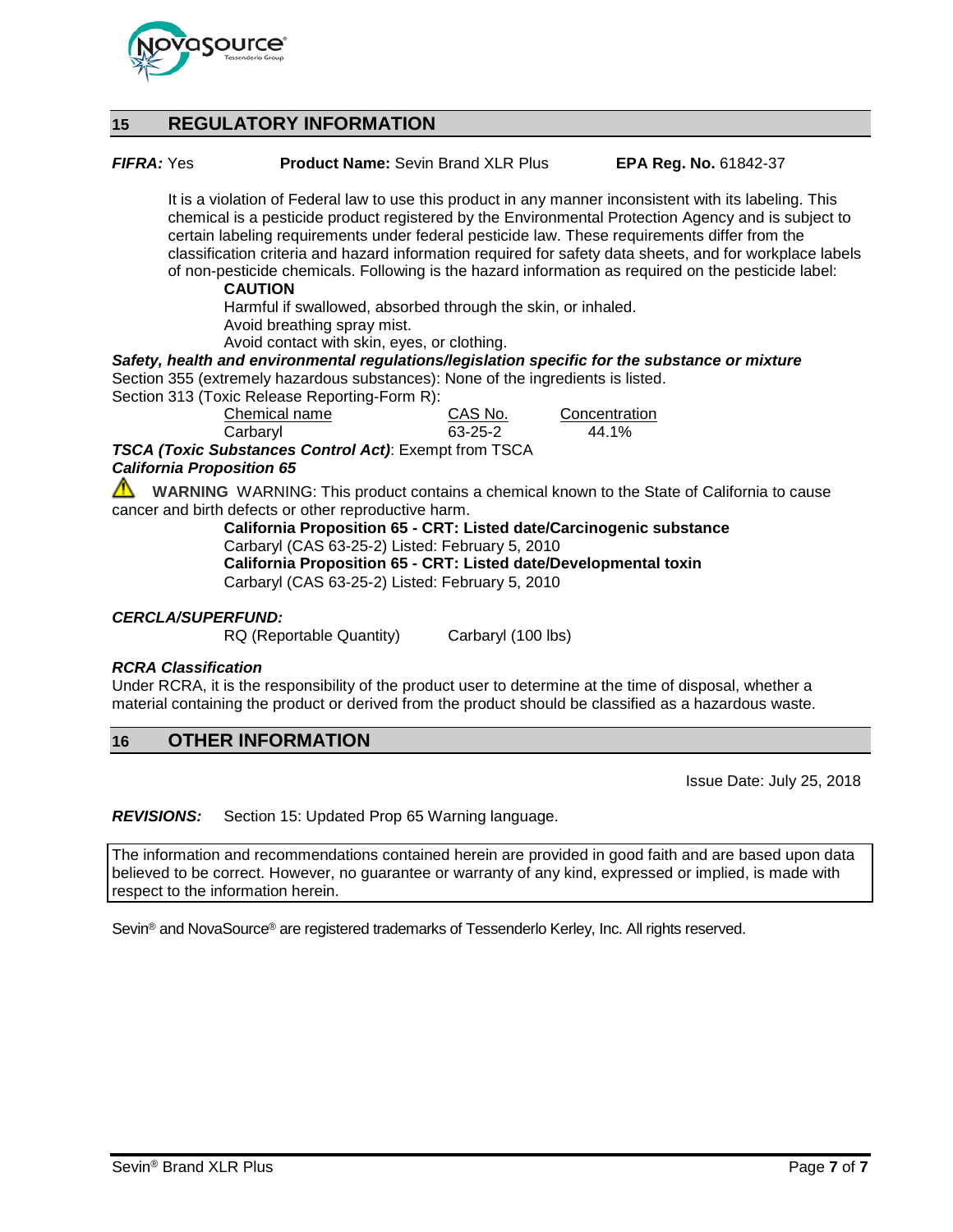## 15 REGULATORY INFORMATION

***FIFRA:*** Yes **Product Name:** Sevin Brand XLR Plus **EPA Reg. No.** 61842-37

It is a violation of Federal law to use this product in any manner inconsistent with its labeling. This chemical is a pesticide product registered by the Environmental Protection Agency and is subject to certain labeling requirements under federal pesticide law. These requirements differ from the classification criteria and hazard information required for safety data sheets, and for workplace labels of non-pesticide chemicals. Following is the hazard information as required on the pesticide label:

**CAUTION**

Harmful if swallowed, absorbed through the skin, or inhaled.
Avoid breathing spray mist.
Avoid contact with skin, eyes, or clothing.

***Safety, health and environmental regulations/legislation specific for the substance or mixture***

Section 355 (extremely hazardous substances): None of the ingredients is listed.

Section 313 (Toxic Release Reporting-Form R):

| Chemical name | CAS No. | Concentration |
|---|---|---|
| Carbaryl | 63-25-2 | 44.1% |

***TSCA (Toxic Substances Control Act)***: Exempt from TSCA

***California Proposition 65***

⚠ **WARNING** WARNING: This product contains a chemical known to the State of California to cause cancer and birth defects or other reproductive harm.

**California Proposition 65 - CRT: Listed date/Carcinogenic substance**
Carbaryl (CAS 63-25-2) Listed: February 5, 2010
**California Proposition 65 - CRT: Listed date/Developmental toxin**
Carbaryl (CAS 63-25-2) Listed: February 5, 2010

***CERCLA/SUPERFUND:***

RQ (Reportable Quantity) Carbaryl (100 lbs)

***RCRA Classification***

Under RCRA, it is the responsibility of the product user to determine at the time of disposal, whether a material containing the product or derived from the product should be classified as a hazardous waste.

## 16 OTHER INFORMATION

Issue Date: July 25, 2018

***REVISIONS:*** Section 15: Updated Prop 65 Warning language.

The information and recommendations contained herein are provided in good faith and are based upon data believed to be correct. However, no guarantee or warranty of any kind, expressed or implied, is made with respect to the information herein.

Sevin® and NovaSource® are registered trademarks of Tessenderlo Kerley, Inc. All rights reserved.